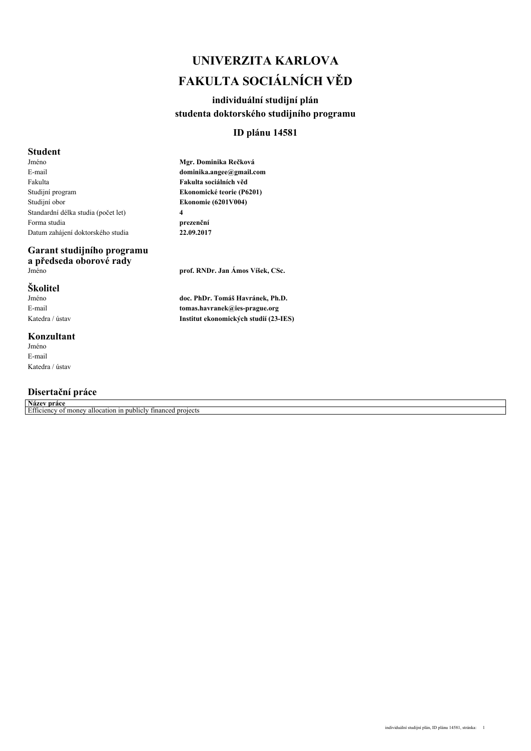# UNIVERZITA KARLOVA
# FAKULTA SOCIÁLNÍCH VĚD

### individuální studijní plán
### studenta doktorského studijního programu

### ID plánu 14581

## Student

| | |
|---|---|
| Jméno | **Mgr. Dominika Rečková** |
| E-mail | **dominika.angee@gmail.com** |
| Fakulta | **Fakulta sociálních věd** |
| Studijní program | **Ekonomické teorie (P6201)** |
| Studijní obor | **Ekonomie (6201V004)** |
| Standardní délka studia (počet let) | **4** |
| Forma studia | **prezenční** |
| Datum zahájení doktorského studia | **22.09.2017** |

## Garant studijního programu a předseda oborové rady

| | |
|---|---|
| Jméno | **prof. RNDr. Jan Ámos Víšek, CSc.** |

## Školitel

| | |
|---|---|
| Jméno | **doc. PhDr. Tomáš Havránek, Ph.D.** |
| E-mail | **tomas.havranek@ies-prague.org** |
| Katedra / ústav | **Institut ekonomických studií (23-IES)** |

## Konzultant

| | |
|---|---|
| Jméno | |
| E-mail | |
| Katedra / ústav | |

## Disertační práce

| Název práce |
|---|
| Efficiency of money allocation in publicly financed projects |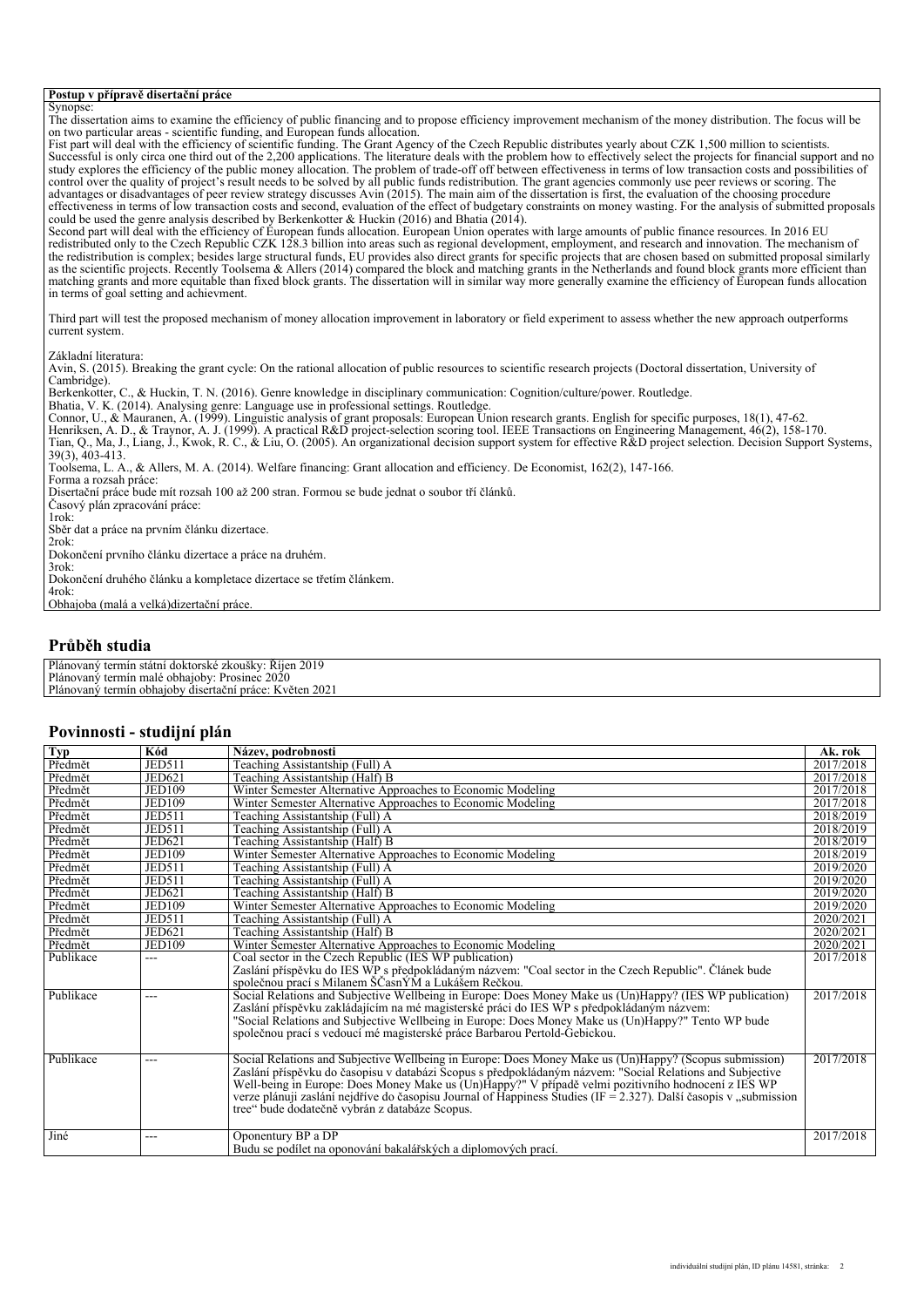**Postup v přípravě disertační práce**

Synopse:

The dissertation aims to examine the efficiency of public financing and to propose efficiency improvement mechanism of the money distribution. The focus will be on two particular areas - scientific funding, and European funds allocation.

Fist part will deal with the efficiency of scientific funding. The Grant Agency of the Czech Republic distributes yearly about CZK 1,500 million to scientists. Successful is only circa one third out of the 2,200 applications. The literature deals with the problem how to effectively select the projects for financial support and no study explores the efficiency of the public money allocation. The problem of trade-off off between effectiveness in terms of low transaction costs and possibilities of control over the quality of project's result needs to be solved by all public funds redistribution. The grant agencies commonly use peer reviews or scoring. The advantages or disadvantages of peer review strategy discusses Avin (2015). The main aim of the dissertation is first, the evaluation of the choosing procedure effectiveness in terms of low transaction costs and second, evaluation of the effect of budgetary constraints on money wasting. For the analysis of submitted proposals could be used the genre analysis described by Berkenkotter & Huckin (2016) and Bhatia (2014).

Second part will deal with the efficiency of European funds allocation. European Union operates with large amounts of public finance resources. In 2016 EU redistributed only to the Czech Republic CZK 128.3 billion into areas such as regional development, employment, and research and innovation. The mechanism of the redistribution is complex; besides large structural funds, EU provides also direct grants for specific projects that are chosen based on submitted proposal similarly as the scientific projects. Recently Toolsema & Allers (2014) compared the block and matching grants in the Netherlands and found block grants more efficient than matching grants and more equitable than fixed block grants. The dissertation will in similar way more generally examine the efficiency of European funds allocation in terms of goal setting and achievment.

Third part will test the proposed mechanism of money allocation improvement in laboratory or field experiment to assess whether the new approach outperforms current system.

Základní literatura:

Avin, S. (2015). Breaking the grant cycle: On the rational allocation of public resources to scientific research projects (Doctoral dissertation, University of Cambridge).
Berkenkotter, C., & Huckin, T. N. (2016). Genre knowledge in disciplinary communication: Cognition/culture/power. Routledge.
Bhatia, V. K. (2014). Analysing genre: Language use in professional settings. Routledge.
Connor, U., & Mauranen, A. (1999). Linguistic analysis of grant proposals: European Union research grants. English for specific purposes, 18(1), 47-62.
Henriksen, A. D., & Traynor, A. J. (1999). A practical R&D project-selection scoring tool. IEEE Transactions on Engineering Management, 46(2), 158-170.
Tian, Q., Ma, J., Liang, J., Kwok, R. C., & Liu, O. (2005). An organizational decision support system for effective R&D project selection. Decision Support Systems, 39(3), 403-413.
Toolsema, L. A., & Allers, M. A. (2014). Welfare financing: Grant allocation and efficiency. De Economist, 162(2), 147-166.

Forma a rozsah práce:

Disertační práce bude mít rozsah 100 až 200 stran. Formou se bude jednat o soubor tří článků.

Časový plán zpracování práce:

1rok:
Sběr dat a práce na prvním článku dizertace.
2rok:
Dokončení prvního článku dizertace a práce na druhém.
3rok:
Dokončení druhého článku a kompletace dizertace se třetím článkem.
4rok:
Obhajoba (malá a velká)dizertační práce.

## Průběh studia

Plánovaný termín státní doktorské zkoušky: Říjen 2019
Plánovaný termín malé obhajoby: Prosinec 2020
Plánovaný termín obhajoby disertační práce: Květen 2021

## Povinnosti - studijní plán

| Typ | Kód | Název, podrobnosti | Ak. rok |
|---|---|---|---|
| Předmět | JED511 | Teaching Assistantship (Full) A | 2017/2018 |
| Předmět | JED621 | Teaching Assistantship (Half) B | 2017/2018 |
| Předmět | JED109 | Winter Semester Alternative Approaches to Economic Modeling | 2017/2018 |
| Předmět | JED109 | Winter Semester Alternative Approaches to Economic Modeling | 2017/2018 |
| Předmět | JED511 | Teaching Assistantship (Full) A | 2018/2019 |
| Předmět | JED511 | Teaching Assistantship (Full) A | 2018/2019 |
| Předmět | JED621 | Teaching Assistantship (Half) B | 2018/2019 |
| Předmět | JED109 | Winter Semester Alternative Approaches to Economic Modeling | 2018/2019 |
| Předmět | JED511 | Teaching Assistantship (Full) A | 2019/2020 |
| Předmět | JED511 | Teaching Assistantship (Full) A | 2019/2020 |
| Předmět | JED621 | Teaching Assistantship (Half) B | 2019/2020 |
| Předmět | JED109 | Winter Semester Alternative Approaches to Economic Modeling | 2019/2020 |
| Předmět | JED511 | Teaching Assistantship (Full) A | 2020/2021 |
| Předmět | JED621 | Teaching Assistantship (Half) B | 2020/2021 |
| Předmět | JED109 | Winter Semester Alternative Approaches to Economic Modeling | 2020/2021 |
| Publikace | --- | Coal sector in the Czech Republic (IES WP publication)<br>Zaslání příspěvku do IES WP s předpokládaným názvem: "Coal sector in the Czech Republic". Článek bude společnou prací s Milanem ŠČasnÝM a Lukášem Rečkou. | 2017/2018 |
| Publikace | --- | Social Relations and Subjective Wellbeing in Europe: Does Money Make us (Un)Happy? (IES WP publication)<br>Zaslání příspěvku zakládajícím na mé magisterské práci do IES WP s předpokládaným názvem: "Social Relations and Subjective Wellbeing in Europe: Does Money Make us (Un)Happy?" Tento WP bude společnou prací s vedoucí mé magisterské práce Barbarou Pertold-Gebickou. | 2017/2018 |
| Publikace | --- | Social Relations and Subjective Wellbeing in Europe: Does Money Make us (Un)Happy? (Scopus submission)<br>Zaslání příspěvku do časopisu v databázi Scopus s předpokládaným názvem: "Social Relations and Subjective Well-being in Europe: Does Money Make us (Un)Happy?" V případě velmi pozitivního hodnocení z IES WP verze plánuji zaslání nejdříve do časopisu Journal of Happiness Studies (IF = 2.327). Další časopis v „submission tree" bude dodatečně vybrán z databáze Scopus. | 2017/2018 |
| Jiné | --- | Oponentury BP a DP<br>Budu se podílet na oponování bakalářských a diplomových prací. | 2017/2018 |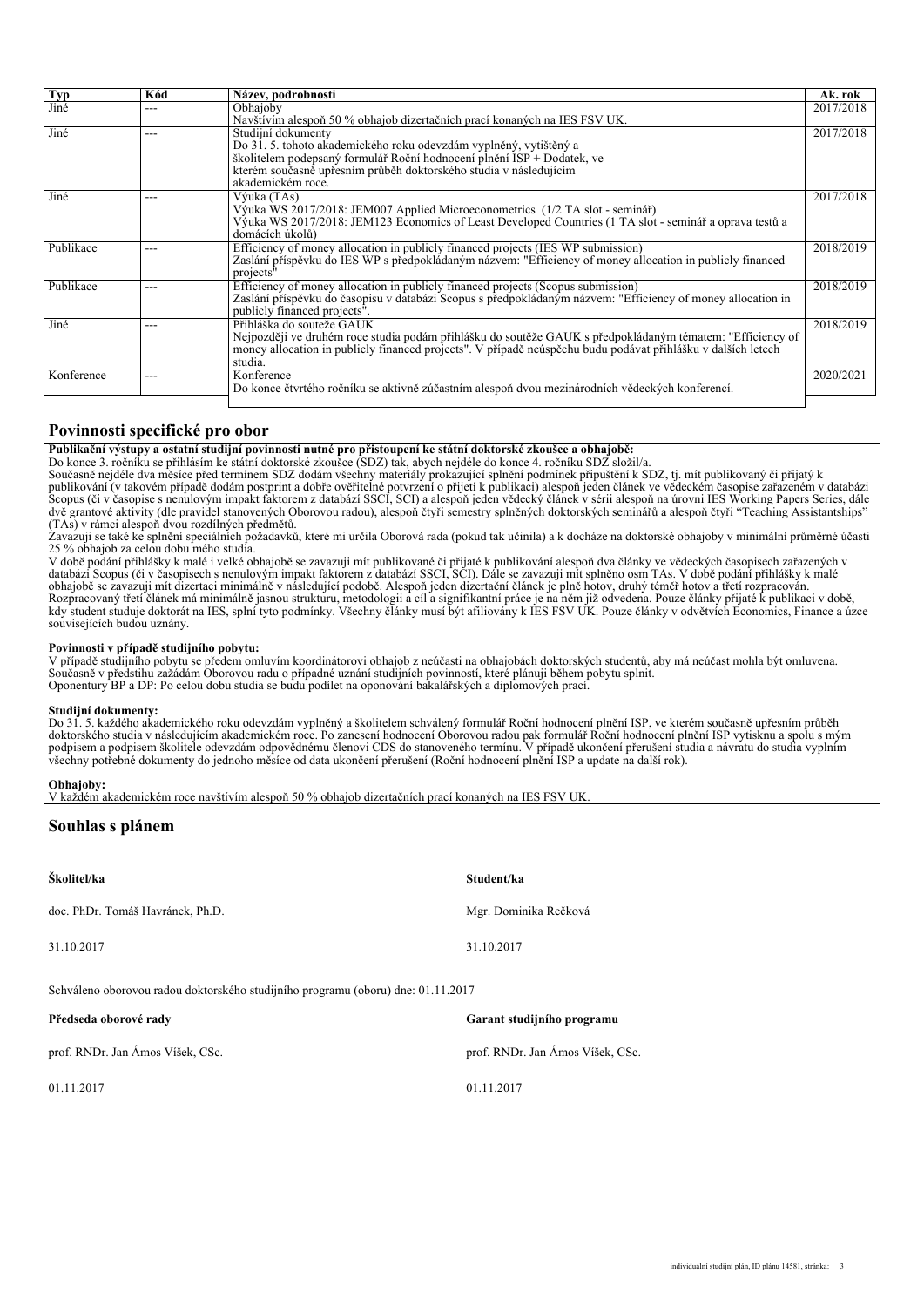| Typ | Kód | Název, podrobnosti | Ak. rok |
|---|---|---|---|
| Jiné | --- | Obhajoby<br>Navštívím alespoň 50 % obhajob dizertačních prací konaných na IES FSV UK. | 2017/2018 |
| Jiné | --- | Studijní dokumenty<br>Do 31. 5. tohoto akademického roku odevzdám vyplněný, vytištěný a školitelem podepsaný formulář Roční hodnocení plnění ISP + Dodatek, ve kterém současně upřesním průběh doktorského studia v následujícím akademickém roce. | 2017/2018 |
| Jiné | --- | Výuka (TAs)<br>Výuka WS 2017/2018: JEM007 Applied Microeconometrics (1/2 TA slot - seminář)<br>Výuka WS 2017/2018: JEM123 Economics of Least Developed Countries (1 TA slot - seminář a oprava testů a domácích úkolů) | 2017/2018 |
| Publikace | --- | Efficiency of money allocation in publicly financed projects (IES WP submission)<br>Zaslání příspěvku do IES WP s předpokládaným názvem: "Efficiency of money allocation in publicly financed projects" | 2018/2019 |
| Publikace | --- | Efficiency of money allocation in publicly financed projects (Scopus submission)<br>Zaslání příspěvku do časopisu v databázi Scopus s předpokládaným názvem: "Efficiency of money allocation in publicly financed projects". | 2018/2019 |
| Jiné | --- | Přihláška do soutěže GAUK<br>Nejpozději ve druhém roce studia podám přihlášku do soutěže GAUK s předpokládaným tématem: "Efficiency of money allocation in publicly financed projects". V případě neúspěchu budu podávat přihlášku v dalších letech studia. | 2018/2019 |
| Konference | --- | Konference<br>Do konce čtvrtého ročníku se aktivně zúčastním alespoň dvou mezinárodních vědeckých konferencí. | 2020/2021 |

## Povinnosti specifické pro obor

**Publikační výstupy a ostatní studijní povinnosti nutné pro přistoupení ke státní doktorské zkoušce a obhajobě:**
Do konce 3. ročníku se přihlásím ke státní doktorské zkoušce (SDZ) tak, abych nejdéle do konce 4. ročníku SDZ složil/a.
Současně nejdéle dva měsíce před termínem SDZ dodám všechny materiály prokazující splnění podmínek připuštění k SDZ, tj. mít publikovaný či přijatý k publikování (v takovém případě dodám postprint a dobře ověřitelné potvrzení o přijetí k publikaci) alespoň jeden článek ve vědeckém časopise zařazeném v databázi Scopus (či v časopise s nenulovým impakt faktorem z databází SSCI, SCI) a alespoň jeden vědecký článek v sérii alespoň na úrovni IES Working Papers Series, dále dvě grantové aktivity (dle pravidel stanovených Oborovou radou), alespoň čtyři semestry splněných doktorských seminářů a alespoň čtyři "Teaching Assistantships" (TAs) v rámci alespoň dvou rozdílných předmětů.
Zavazuji se také ke splnění speciálních požadavků, které mi určila Oborová rada (pokud tak učinila) a k docházce na doktorské obhajoby v minimální průměrné účasti 25 % obhajob za celou dobu mého studia.
V době podání přihlášky k malé i velké obhajobě se zavazuji mít publikované či přijaté k publikování alespoň dva články ve vědeckých časopisech zařazených v databázi Scopus (či v časopisech s nenulovým impakt faktorem z databází SSCI, SCI). Dále se zavazuji mít splněno osm TAs. V době podání přihlášky k malé obhajobě se zavazuji mít dizertaci minimálně v následující podobě. Alespoň jeden dizertační článek je plně hotov, druhý téměř hotov a třetí rozpracován. Rozpracovaný třetí článek má minimálně jasnou strukturu, metodologii a cíl a signifikantní práce je na něm již odvedena. Pouze články přijaté k publikaci v době, kdy student studuje doktorát na IES, splní tyto podmínky. Všechny články musí být afiliovány k IES FSV UK. Pouze články v odvětvích Economics, Finance a úzce souvisejících budou uznány.

**Povinnosti v případě studijního pobytu:**
V případě studijního pobytu se předem omluvím koordinátorovi obhajob z neúčasti na obhajobách doktorských studentů, aby má neúčast mohla být omluvena. Současně v předstihu zažádám Oborovou radu o případné uznání studijních povinností, které plánuji během pobytu splnit.
Oponentury BP a DP: Po celou dobu studia se budu podílet na oponování bakalářských a diplomových prací.

**Studijní dokumenty:**
Do 31. 5. každého akademického roku odevzdám vyplněný a školitelem schválený formulář Roční hodnocení plnění ISP, ve kterém současně upřesním průběh doktorského studia v následujícím akademickém roce. Po zanesení hodnocení Oborovou radou pak formulář Roční hodnocení plnění ISP vytisknu a spolu s mým podpisem a podpisem školitele odevzdám odpovědnému členovi CDS do stanoveného termínu. V případě ukončení přerušení studia a návratu do studia vyplním všechny potřebné dokumenty do jednoho měsíce od data ukončení přerušení (Roční hodnocení plnění ISP a update na další rok).

**Obhajoby:**
V každém akademickém roce navštívím alespoň 50 % obhajob dizertačních prací konaných na IES FSV UK.

## Souhlas s plánem

**Školitel/ka**

doc. PhDr. Tomáš Havránek, Ph.D.

31.10.2017

**Student/ka**

Mgr. Dominika Rečková

31.10.2017

Schváleno oborovou radou doktorského studijního programu (oboru) dne: 01.11.2017

**Předseda oborové rady**

prof. RNDr. Jan Ámos Víšek, CSc.

01.11.2017

**Garant studijního programu**

prof. RNDr. Jan Ámos Víšek, CSc.

01.11.2017